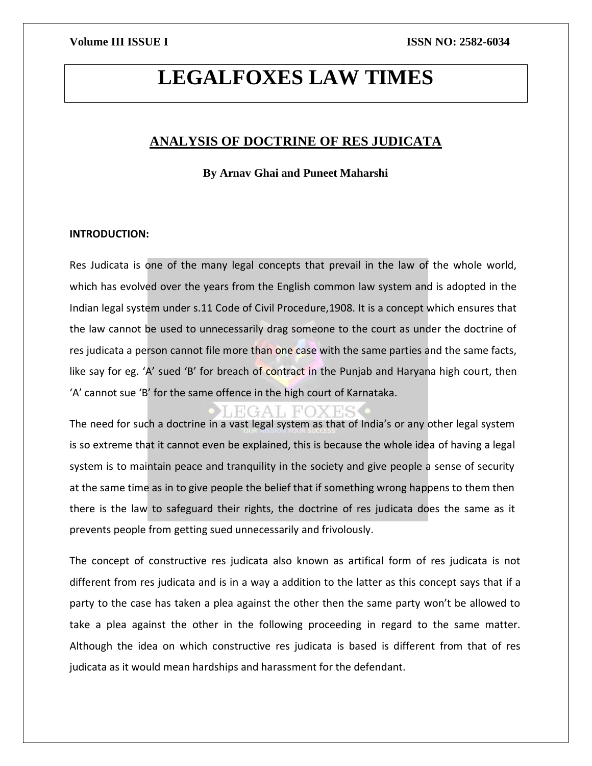# LEGALFOXES LAW TIMES

## ANALYSIS OF DOCTRINE OF RES JUDICATA

**By Arnav Ghai and Puneet Maharshi**

**INTRODUCTION:**

Res Judicata is one of the many legal concepts that prevail in the law of the whole world, which has evolved over the years from the English common law system and is adopted in the Indian legal system under s.11 Code of Civil Procedure,1908. It is a concept which ensures that the law cannot be used to unnecessarily drag someone to the court as under the doctrine of res judicata a person cannot file more than one case with the same parties and the same facts, like say for eg. 'A' sued 'B' for breach of contract in the Punjab and Haryana high court, then 'A' cannot sue 'B' for the same offence in the high court of Karnataka.

The need for such a doctrine in a vast legal system as that of India's or any other legal system is so extreme that it cannot even be explained, this is because the whole idea of having a legal system is to maintain peace and tranquility in the society and give people a sense of security at the same time as in to give people the belief that if something wrong happens to them then there is the law to safeguard their rights, the doctrine of res judicata does the same as it prevents people from getting sued unnecessarily and frivolously.

The concept of constructive res judicata also known as artifical form of res judicata is not different from res judicata and is in a way a addition to the latter as this concept says that if a party to the case has taken a plea against the other then the same party won't be allowed to take a plea against the other in the following proceeding in regard to the same matter. Although the idea on which constructive res judicata is based is different from that of res judicata as it would mean hardships and harassment for the defendant.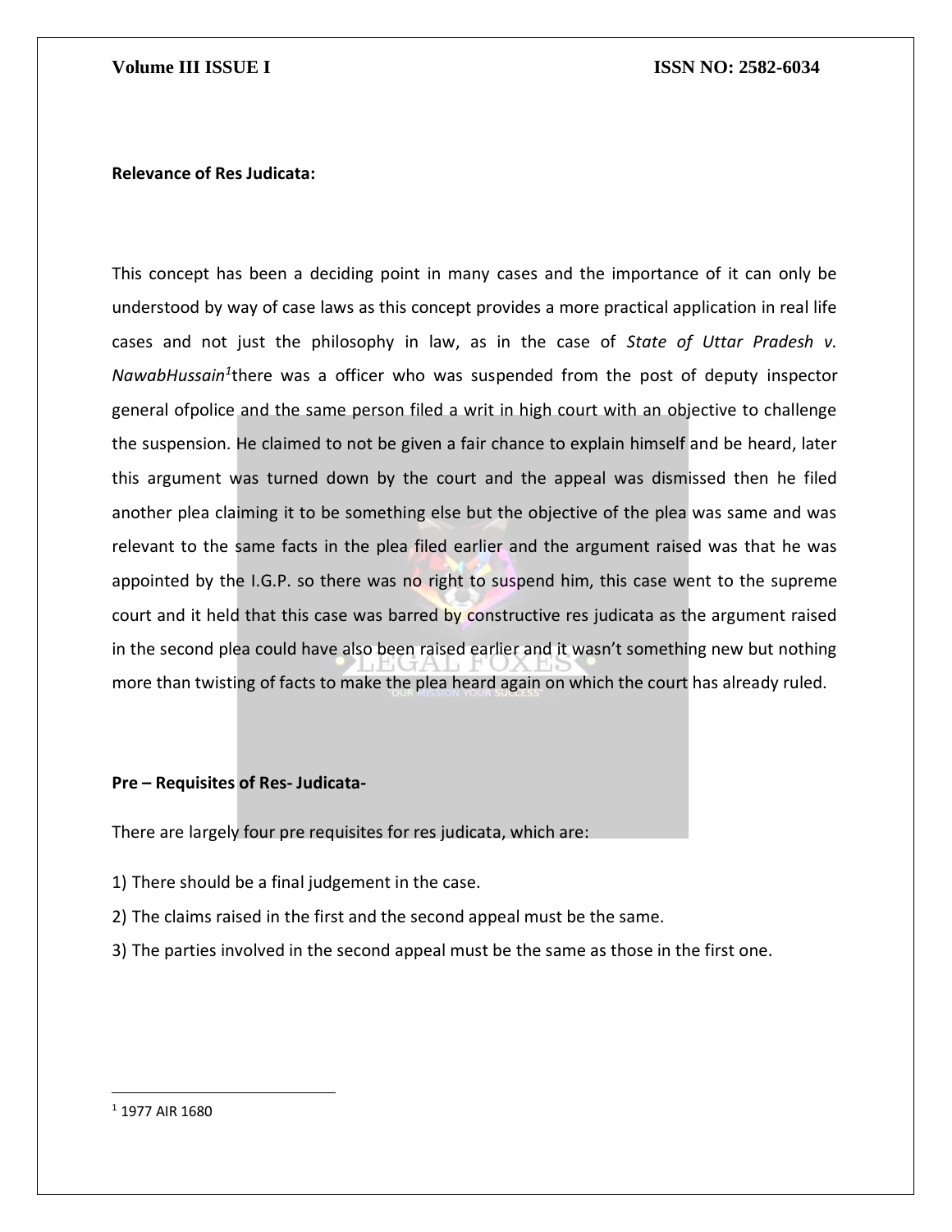**Relevance of Res Judicata:**

This concept has been a deciding point in many cases and the importance of it can only be understood by way of case laws as this concept provides a more practical application in real life cases and not just the philosophy in law, as in the case of *State of Uttar Pradesh v. NawabHussain*[1]there was a officer who was suspended from the post of deputy inspector general ofpolice and the same person filed a writ in high court with an objective to challenge the suspension. He claimed to not be given a fair chance to explain himself and be heard, later this argument was turned down by the court and the appeal was dismissed then he filed another plea claiming it to be something else but the objective of the plea was same and was relevant to the same facts in the plea filed earlier and the argument raised was that he was appointed by the I.G.P. so there was no right to suspend him, this case went to the supreme court and it held that this case was barred by constructive res judicata as the argument raised in the second plea could have also been raised earlier and it wasn't something new but nothing more than twisting of facts to make the plea heard again on which the court has already ruled.

**Pre – Requisites of Res- Judicata-**

There are largely four pre requisites for res judicata, which are:

1) There should be a final judgement in the case.
2) The claims raised in the first and the second appeal must be the same.
3) The parties involved in the second appeal must be the same as those in the first one.

---

[1] 1977 AIR 1680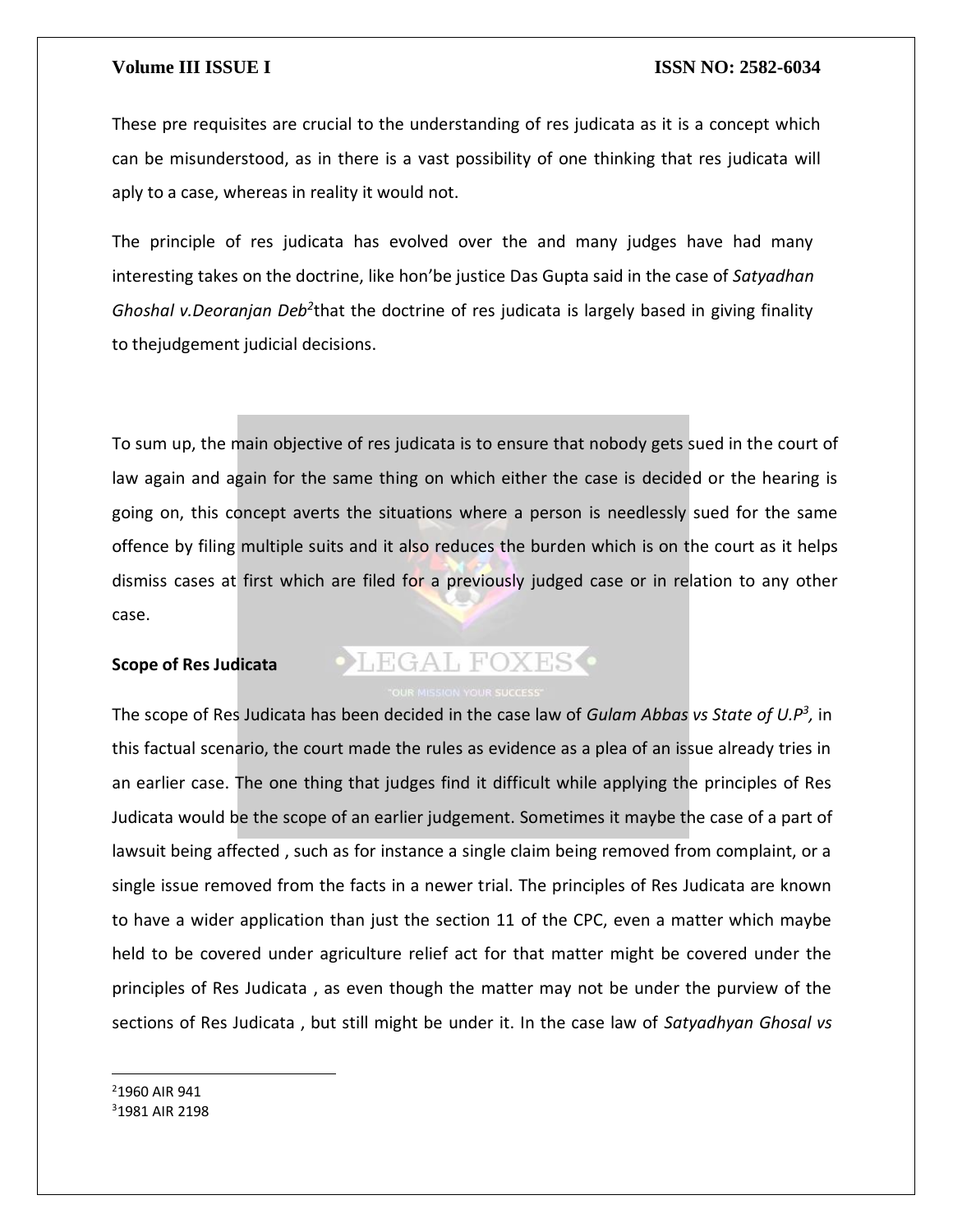These pre requisites are crucial to the understanding of res judicata as it is a concept which can be misunderstood, as in there is a vast possibility of one thinking that res judicata will aply to a case, whereas in reality it would not.

The principle of res judicata has evolved over the and many judges have had many interesting takes on the doctrine, like hon'be justice Das Gupta said in the case of *Satyadhan Ghoshal v.Deoranjan Deb*[2]that the doctrine of res judicata is largely based in giving finality to thejudgement judicial decisions.

To sum up, the main objective of res judicata is to ensure that nobody gets sued in the court of law again and again for the same thing on which either the case is decided or the hearing is going on, this concept averts the situations where a person is needlessly sued for the same offence by filing multiple suits and it also reduces the burden which is on the court as it helps dismiss cases at first which are filed for a previously judged case or in relation to any other case.

**Scope of Res Judicata**

The scope of Res Judicata has been decided in the case law of *Gulam Abbas vs State of U.P*[3]*,* in this factual scenario, the court made the rules as evidence as a plea of an issue already tries in an earlier case. The one thing that judges find it difficult while applying the principles of Res Judicata would be the scope of an earlier judgement. Sometimes it maybe the case of a part of lawsuit being affected , such as for instance a single claim being removed from complaint, or a single issue removed from the facts in a newer trial. The principles of Res Judicata are known to have a wider application than just the section 11 of the CPC, even a matter which maybe held to be covered under agriculture relief act for that matter might be covered under the principles of Res Judicata , as even though the matter may not be under the purview of the sections of Res Judicata , but still might be under it. In the case law of *Satyadhyan Ghosal vs*

---

[2]1960 AIR 941

[3]1981 AIR 2198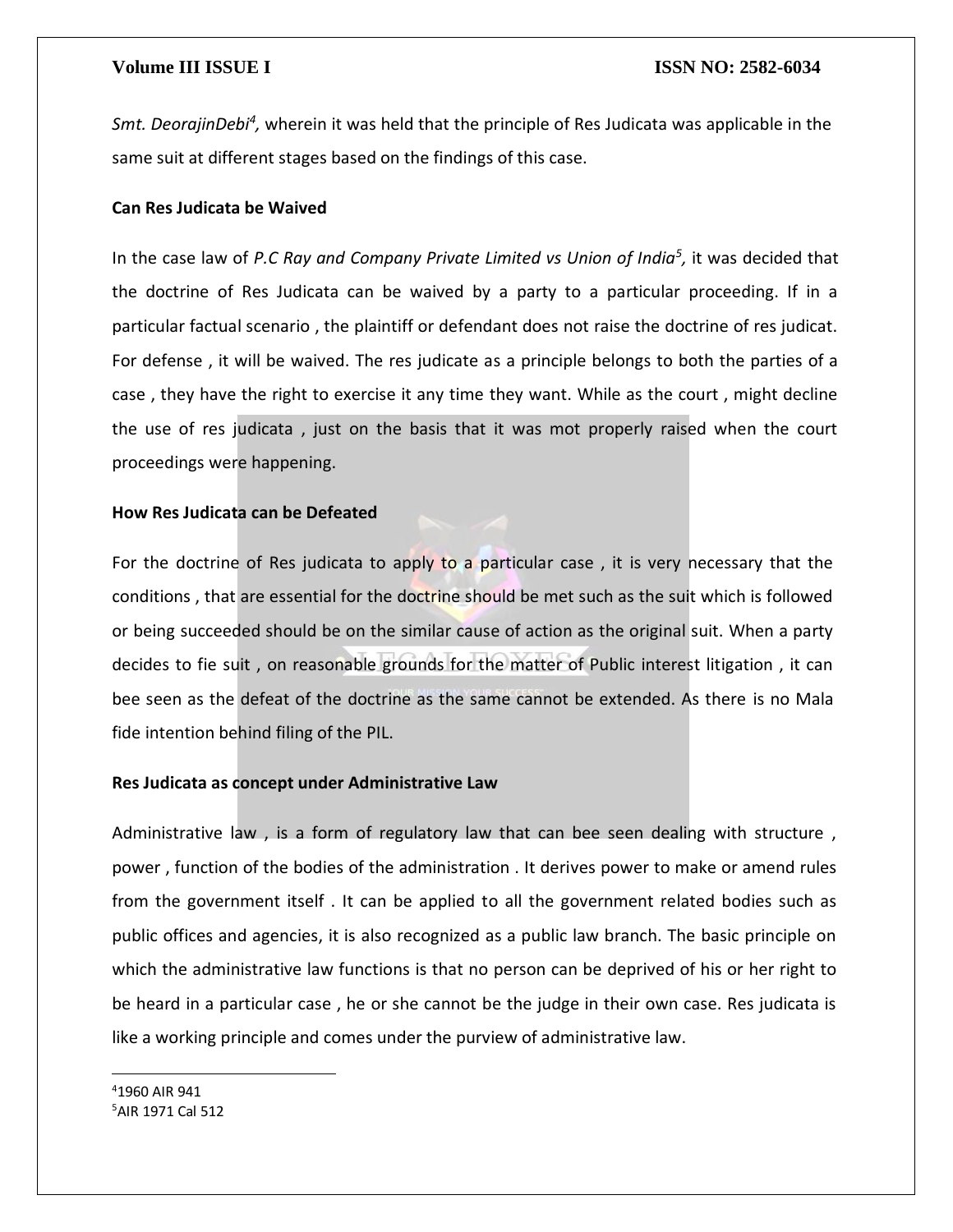*Smt. DeorajinDebi*[4], wherein it was held that the principle of Res Judicata was applicable in the same suit at different stages based on the findings of this case.

**Can Res Judicata be Waived**

In the case law of *P.C Ray and Company Private Limited vs Union of India*[5], it was decided that the doctrine of Res Judicata can be waived by a party to a particular proceeding. If in a particular factual scenario , the plaintiff or defendant does not raise the doctrine of res judicat. For defense , it will be waived. The res judicate as a principle belongs to both the parties of a case , they have the right to exercise it any time they want. While as the court , might decline the use of res judicata , just on the basis that it was mot properly raised when the court proceedings were happening.

**How Res Judicata can be Defeated**

For the doctrine of Res judicata to apply to a particular case , it is very necessary that the conditions , that are essential for the doctrine should be met such as the suit which is followed or being succeeded should be on the similar cause of action as the original suit. When a party decides to fie suit , on reasonable grounds for the matter of Public interest litigation , it can bee seen as the defeat of the doctrine as the same cannot be extended. As there is no Mala fide intention behind filing of the PIL.

**Res Judicata as concept under Administrative Law**

Administrative law , is a form of regulatory law that can bee seen dealing with structure , power , function of the bodies of the administration . It derives power to make or amend rules from the government itself . It can be applied to all the government related bodies such as public offices and agencies, it is also recognized as a public law branch. The basic principle on which the administrative law functions is that no person can be deprived of his or her right to be heard in a particular case , he or she cannot be the judge in their own case. Res judicata is like a working principle and comes under the purview of administrative law.

---

[4] 1960 AIR 941

[5] AIR 1971 Cal 512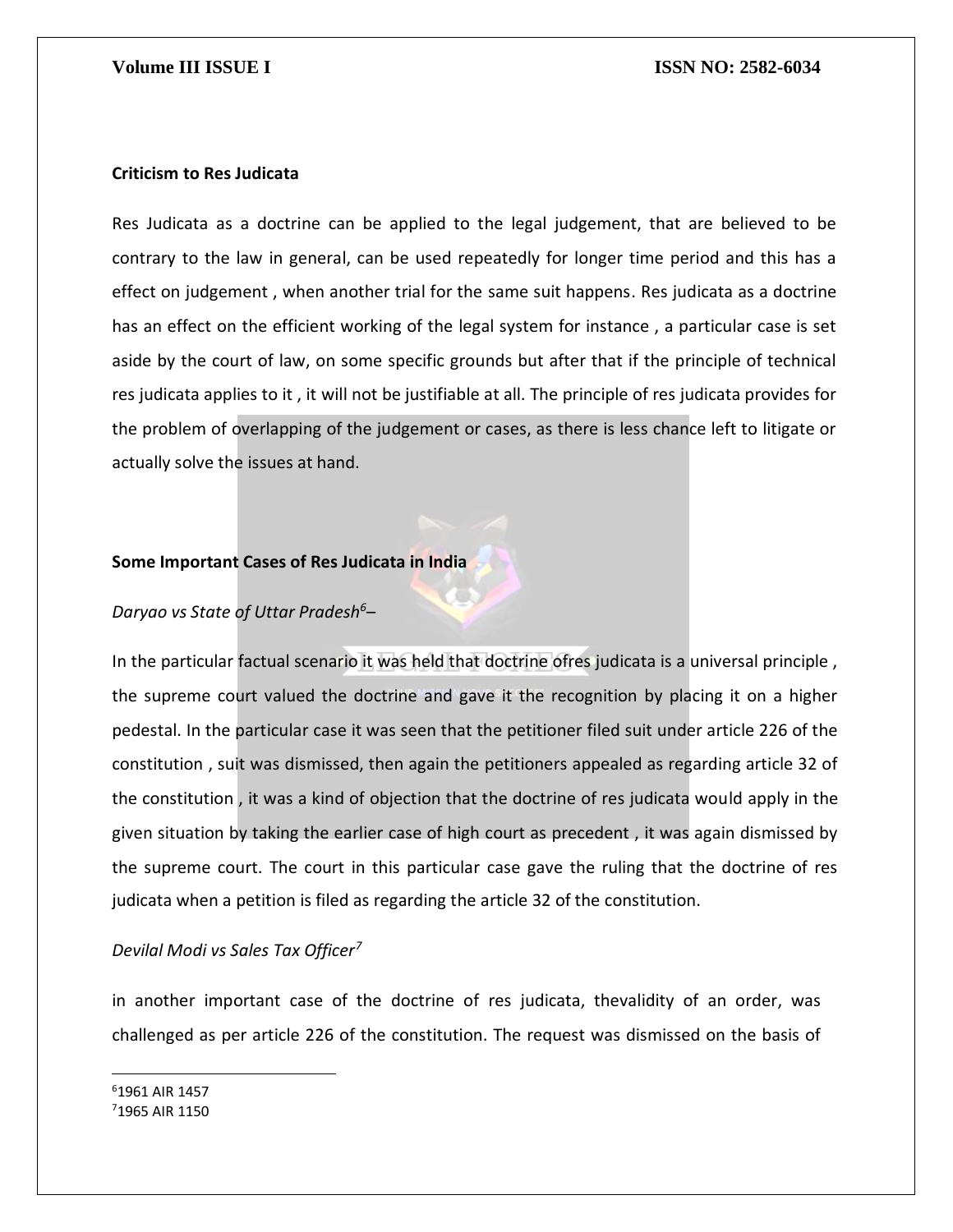**Criticism to Res Judicata**

Res Judicata as a doctrine can be applied to the legal judgement, that are believed to be contrary to the law in general, can be used repeatedly for longer time period and this has a effect on judgement , when another trial for the same suit happens. Res judicata as a doctrine has an effect on the efficient working of the legal system for instance , a particular case is set aside by the court of law, on some specific grounds but after that if the principle of technical res judicata applies to it , it will not be justifiable at all. The principle of res judicata provides for the problem of overlapping of the judgement or cases, as there is less chance left to litigate or actually solve the issues at hand.

**Some Important Cases of Res Judicata in India**

*Daryao vs State of Uttar Pradesh*[6]–

In the particular factual scenario it was held that doctrine ofres judicata is a universal principle , the supreme court valued the doctrine and gave it the recognition by placing it on a higher pedestal. In the particular case it was seen that the petitioner filed suit under article 226 of the constitution , suit was dismissed, then again the petitioners appealed as regarding article 32 of the constitution , it was a kind of objection that the doctrine of res judicata would apply in the given situation by taking the earlier case of high court as precedent , it was again dismissed by the supreme court. The court in this particular case gave the ruling that the doctrine of res judicata when a petition is filed as regarding the article 32 of the constitution.

*Devilal Modi vs Sales Tax Officer*[7]

in another important case of the doctrine of res judicata, thevalidity of an order, was challenged as per article 226 of the constitution. The request was dismissed on the basis of

---

[6] 1961 AIR 1457

[7] 1965 AIR 1150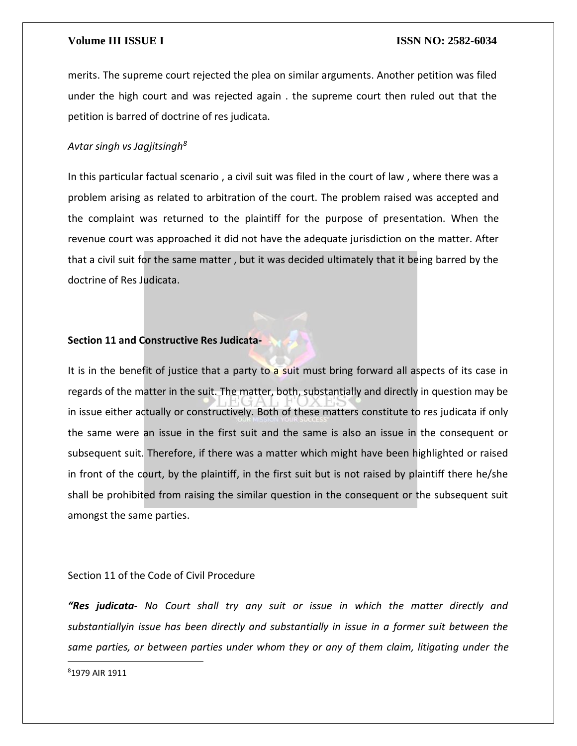merits. The supreme court rejected the plea on similar arguments. Another petition was filed under the high court and was rejected again . the supreme court then ruled out that the petition is barred of doctrine of res judicata.

*Avtar singh vs Jagjitsingh*[8]

In this particular factual scenario , a civil suit was filed in the court of law , where there was a problem arising as related to arbitration of the court. The problem raised was accepted and the complaint was returned to the plaintiff for the purpose of presentation. When the revenue court was approached it did not have the adequate jurisdiction on the matter. After that a civil suit for the same matter , but it was decided ultimately that it being barred by the doctrine of Res Judicata.

**Section 11 and Constructive Res Judicata-**

It is in the benefit of justice that a party to a suit must bring forward all aspects of its case in regards of the matter in the suit. The matter, both, substantially and directly in question may be in issue either actually or constructively. Both of these matters constitute to res judicata if only the same were an issue in the first suit and the same is also an issue in the consequent or subsequent suit. Therefore, if there was a matter which might have been highlighted or raised in front of the court, by the plaintiff, in the first suit but is not raised by plaintiff there he/she shall be prohibited from raising the similar question in the consequent or the subsequent suit amongst the same parties.

Section 11 of the Code of Civil Procedure

***"Res judicata**- No Court shall try any suit or issue in which the matter directly and substantiallyin issue has been directly and substantially in issue in a former suit between the same parties, or between parties under whom they or any of them claim, litigating under the*

[8] 1979 AIR 1911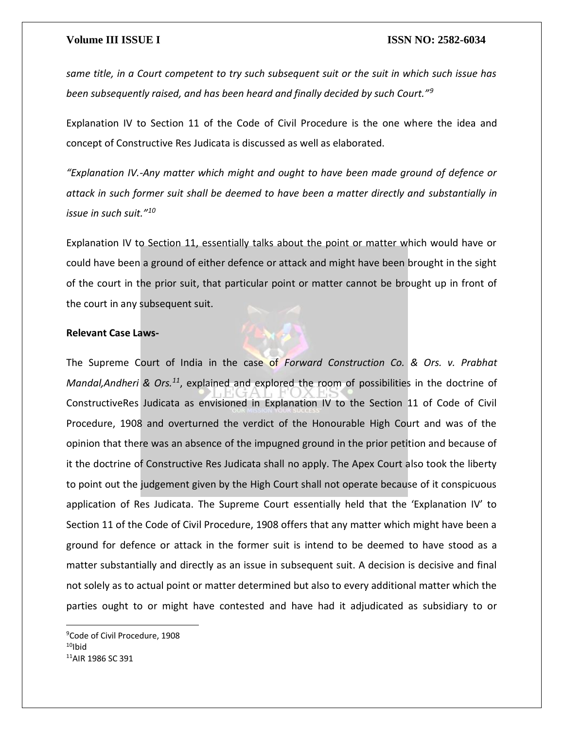*same title, in a Court competent to try such subsequent suit or the suit in which such issue has been subsequently raised, and has been heard and finally decided by such Court."*[9]

Explanation IV to Section 11 of the Code of Civil Procedure is the one where the idea and concept of Constructive Res Judicata is discussed as well as elaborated.

*"Explanation IV.-Any matter which might and ought to have been made ground of defence or attack in such former suit shall be deemed to have been a matter directly and substantially in issue in such suit."*[10]

Explanation IV to Section 11, essentially talks about the point or matter which would have or could have been a ground of either defence or attack and might have been brought in the sight of the court in the prior suit, that particular point or matter cannot be brought up in front of the court in any subsequent suit.

**Relevant Case Laws-**

The Supreme Court of India in the case of *Forward Construction Co. & Ors. v. Prabhat Mandal,Andheri & Ors.*[11], explained and explored the room of possibilities in the doctrine of ConstructiveRes Judicata as envisioned in Explanation IV to the Section 11 of Code of Civil Procedure, 1908 and overturned the verdict of the Honourable High Court and was of the opinion that there was an absence of the impugned ground in the prior petition and because of it the doctrine of Constructive Res Judicata shall no apply. The Apex Court also took the liberty to point out the judgement given by the High Court shall not operate because of it conspicuous application of Res Judicata. The Supreme Court essentially held that the 'Explanation IV' to Section 11 of the Code of Civil Procedure, 1908 offers that any matter which might have been a ground for defence or attack in the former suit is intend to be deemed to have stood as a matter substantially and directly as an issue in subsequent suit. A decision is decisive and final not solely as to actual point or matter determined but also to every additional matter which the parties ought to or might have contested and have had it adjudicated as subsidiary to or

---

[9]Code of Civil Procedure, 1908

[10]Ibid

[11]AIR 1986 SC 391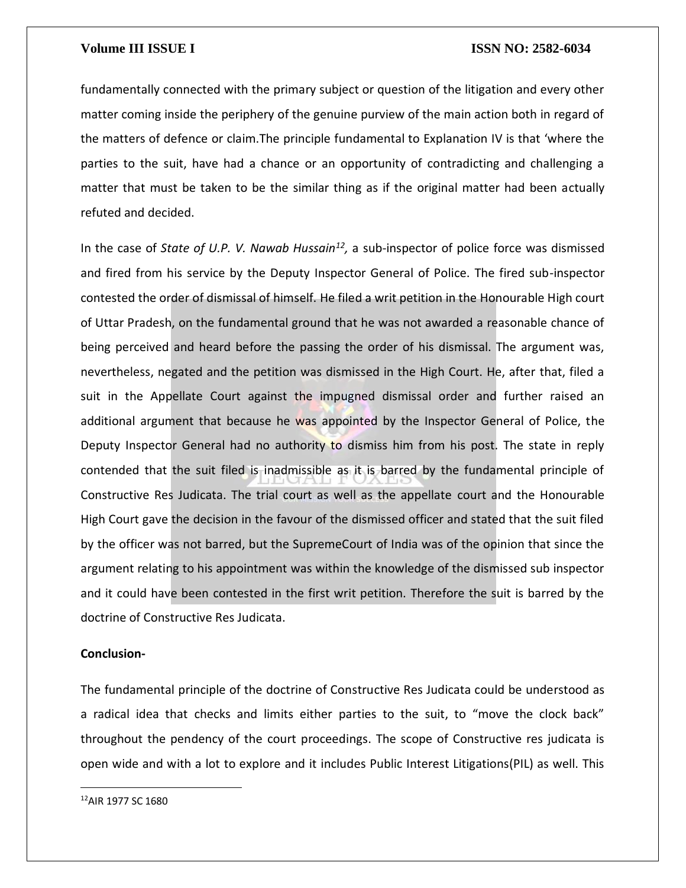fundamentally connected with the primary subject or question of the litigation and every other matter coming inside the periphery of the genuine purview of the main action both in regard of the matters of defence or claim.The principle fundamental to Explanation IV is that 'where the parties to the suit, have had a chance or an opportunity of contradicting and challenging a matter that must be taken to be the similar thing as if the original matter had been actually refuted and decided.

In the case of *State of U.P. V. Nawab Hussain*[12], a sub-inspector of police force was dismissed and fired from his service by the Deputy Inspector General of Police. The fired sub-inspector contested the order of dismissal of himself. He filed a writ petition in the Honourable High court of Uttar Pradesh, on the fundamental ground that he was not awarded a reasonable chance of being perceived and heard before the passing the order of his dismissal. The argument was, nevertheless, negated and the petition was dismissed in the High Court. He, after that, filed a suit in the Appellate Court against the impugned dismissal order and further raised an additional argument that because he was appointed by the Inspector General of Police, the Deputy Inspector General had no authority to dismiss him from his post. The state in reply contended that the suit filed is inadmissible as it is barred by the fundamental principle of Constructive Res Judicata. The trial court as well as the appellate court and the Honourable High Court gave the decision in the favour of the dismissed officer and stated that the suit filed by the officer was not barred, but the SupremeCourt of India was of the opinion that since the argument relating to his appointment was within the knowledge of the dismissed sub inspector and it could have been contested in the first writ petition. Therefore the suit is barred by the doctrine of Constructive Res Judicata.

**Conclusion-**

The fundamental principle of the doctrine of Constructive Res Judicata could be understood as a radical idea that checks and limits either parties to the suit, to "move the clock back" throughout the pendency of the court proceedings. The scope of Constructive res judicata is open wide and with a lot to explore and it includes Public Interest Litigations(PIL) as well. This

[12] AIR 1977 SC 1680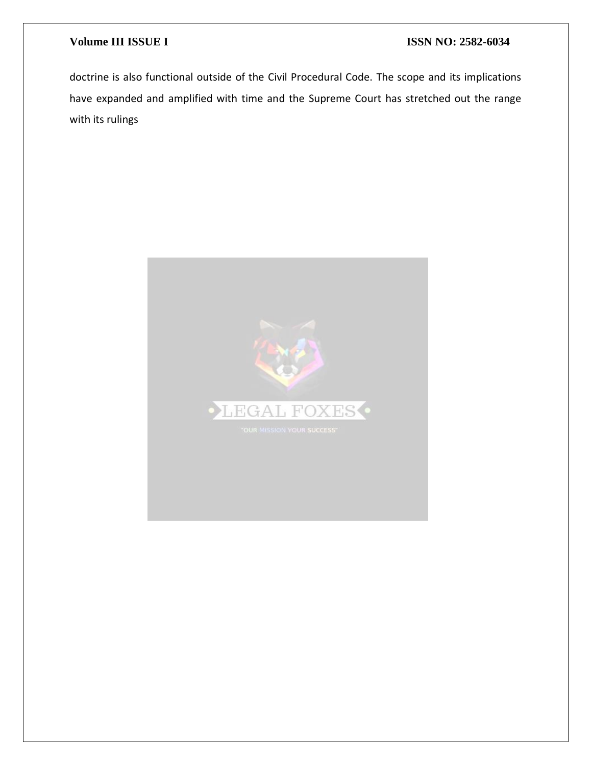doctrine is also functional outside of the Civil Procedural Code. The scope and its implications have expanded and amplified with time and the Supreme Court has stretched out the range with its rulings